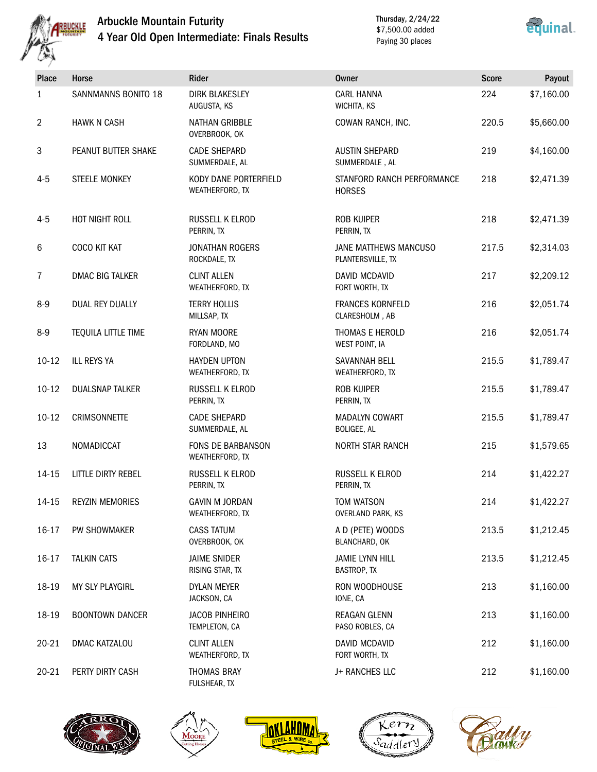# Arbuckle Mountain Futurity

## 4 Year Old Open Intermediate: Finals Results

Thursday, 2/24/22
$7,500.00 added
Paying 30 places

| Place | Horse | Rider | Owner | Score | Payout |
|---|---|---|---|---|---|
| 1 | SANNMANNS BONITO 18 | DIRK BLAKESLEY<br>AUGUSTA, KS | CARL HANNA<br>WICHITA, KS | 224 | $7,160.00 |
| 2 | HAWK N CASH | NATHAN GRIBBLE<br>OVERBROOK, OK | COWAN RANCH, INC. | 220.5 | $5,660.00 |
| 3 | PEANUT BUTTER SHAKE | CADE SHEPARD<br>SUMMERDALE, AL | AUSTIN SHEPARD<br>SUMMERDALE , AL | 219 | $4,160.00 |
| 4-5 | STEELE MONKEY | KODY DANE PORTERFIELD<br>WEATHERFORD, TX | STANFORD RANCH PERFORMANCE HORSES | 218 | $2,471.39 |
| 4-5 | HOT NIGHT ROLL | RUSSELL K ELROD<br>PERRIN, TX | ROB KUIPER<br>PERRIN, TX | 218 | $2,471.39 |
| 6 | COCO KIT KAT | JONATHAN ROGERS<br>ROCKDALE, TX | JANE MATTHEWS MANCUSO<br>PLANTERSVILLE, TX | 217.5 | $2,314.03 |
| 7 | DMAC BIG TALKER | CLINT ALLEN<br>WEATHERFORD, TX | DAVID MCDAVID<br>FORT WORTH, TX | 217 | $2,209.12 |
| 8-9 | DUAL REY DUALLY | TERRY HOLLIS<br>MILLSAP, TX | FRANCES KORNFELD<br>CLARESHOLM , AB | 216 | $2,051.74 |
| 8-9 | TEQUILA LITTLE TIME | RYAN MOORE<br>FORDLAND, MO | THOMAS E HEROLD<br>WEST POINT, IA | 216 | $2,051.74 |
| 10-12 | ILL REYS YA | HAYDEN UPTON<br>WEATHERFORD, TX | SAVANNAH BELL<br>WEATHERFORD, TX | 215.5 | $1,789.47 |
| 10-12 | DUALSNAP TALKER | RUSSELL K ELROD<br>PERRIN, TX | ROB KUIPER<br>PERRIN, TX | 215.5 | $1,789.47 |
| 10-12 | CRIMSONNETTE | CADE SHEPARD<br>SUMMERDALE, AL | MADALYN COWART<br>BOLIGEE, AL | 215.5 | $1,789.47 |
| 13 | NOMADICCAT | FONS DE BARBANSON<br>WEATHERFORD, TX | NORTH STAR RANCH | 215 | $1,579.65 |
| 14-15 | LITTLE DIRTY REBEL | RUSSELL K ELROD<br>PERRIN, TX | RUSSELL K ELROD<br>PERRIN, TX | 214 | $1,422.27 |
| 14-15 | REYZIN MEMORIES | GAVIN M JORDAN<br>WEATHERFORD, TX | TOM WATSON<br>OVERLAND PARK, KS | 214 | $1,422.27 |
| 16-17 | PW SHOWMAKER | CASS TATUM<br>OVERBROOK, OK | A D (PETE) WOODS<br>BLANCHARD, OK | 213.5 | $1,212.45 |
| 16-17 | TALKIN CATS | JAIME SNIDER<br>RISING STAR, TX | JAMIE LYNN HILL<br>BASTROP, TX | 213.5 | $1,212.45 |
| 18-19 | MY SLY PLAYGIRL | DYLAN MEYER<br>JACKSON, CA | RON WOODHOUSE<br>IONE, CA | 213 | $1,160.00 |
| 18-19 | BOONTOWN DANCER | JACOB PINHEIRO<br>TEMPLETON, CA | REAGAN GLENN<br>PASO ROBLES, CA | 213 | $1,160.00 |
| 20-21 | DMAC KATZALOU | CLINT ALLEN<br>WEATHERFORD, TX | DAVID MCDAVID<br>FORT WORTH, TX | 212 | $1,160.00 |
| 20-21 | PERTY DIRTY CASH | THOMAS BRAY<br>FULSHEAR, TX | J+ RANCHES LLC | 212 | $1,160.00 |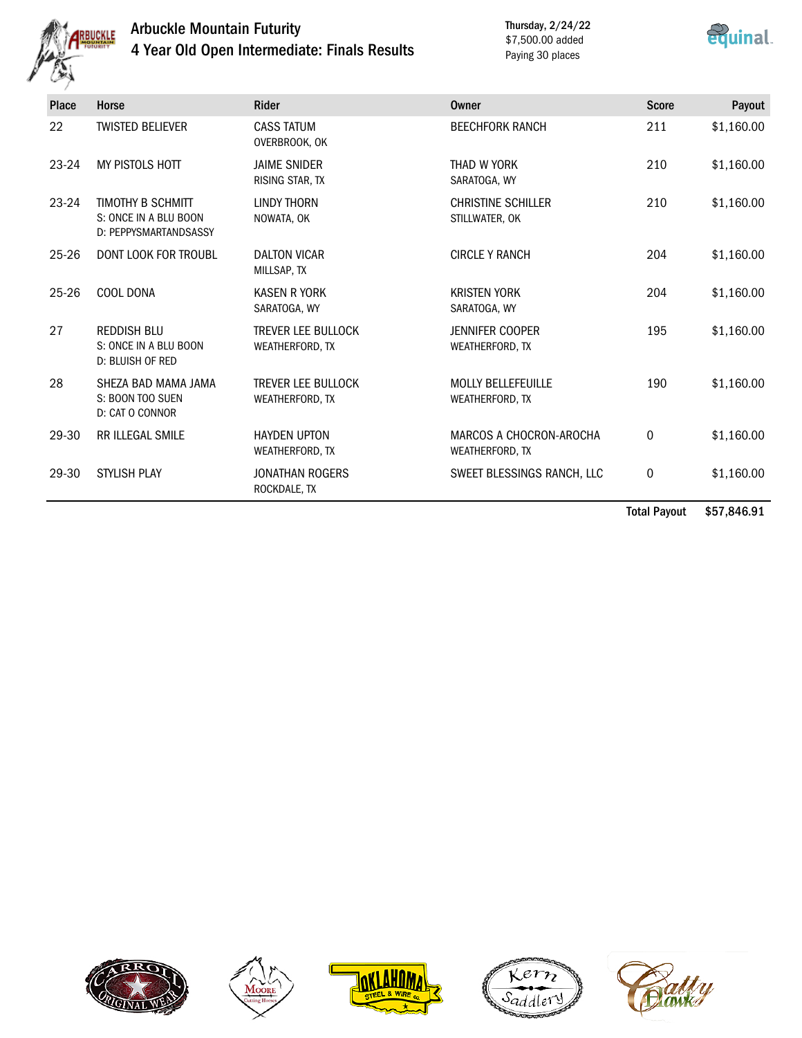# Arbuckle Mountain Futurity

## 4 Year Old Open Intermediate: Finals Results

Thursday, 2/24/22
$7,500.00 added
Paying 30 places

| Place | Horse | Rider | Owner | Score | Payout |
|---|---|---|---|---|---|
| 22 | TWISTED BELIEVER | CASS TATUM<br>OVERBROOK, OK | BEECHFORK RANCH | 211 | $1,160.00 |
| 23-24 | MY PISTOLS HOTT | JAIME SNIDER<br>RISING STAR, TX | THAD W YORK<br>SARATOGA, WY | 210 | $1,160.00 |
| 23-24 | TIMOTHY B SCHMITT<br>S: ONCE IN A BLU BOON<br>D: PEPPYSMARTANDSASSY | LINDY THORN<br>NOWATA, OK | CHRISTINE SCHILLER<br>STILLWATER, OK | 210 | $1,160.00 |
| 25-26 | DONT LOOK FOR TROUBL | DALTON VICAR<br>MILLSAP, TX | CIRCLE Y RANCH | 204 | $1,160.00 |
| 25-26 | COOL DONA | KASEN R YORK<br>SARATOGA, WY | KRISTEN YORK<br>SARATOGA, WY | 204 | $1,160.00 |
| 27 | REDDISH BLU<br>S: ONCE IN A BLU BOON<br>D: BLUISH OF RED | TREVER LEE BULLOCK<br>WEATHERFORD, TX | JENNIFER COOPER<br>WEATHERFORD, TX | 195 | $1,160.00 |
| 28 | SHEZA BAD MAMA JAMA<br>S: BOON TOO SUEN<br>D: CAT O CONNOR | TREVER LEE BULLOCK<br>WEATHERFORD, TX | MOLLY BELLEFEUILLE<br>WEATHERFORD, TX | 190 | $1,160.00 |
| 29-30 | RR ILLEGAL SMILE | HAYDEN UPTON<br>WEATHERFORD, TX | MARCOS A CHOCRON-AROCHA<br>WEATHERFORD, TX | 0 | $1,160.00 |
| 29-30 | STYLISH PLAY | JONATHAN ROGERS<br>ROCKDALE, TX | SWEET BLESSINGS RANCH, LLC | 0 | $1,160.00 |
| | | | | **Total Payout** | **$57,846.91** |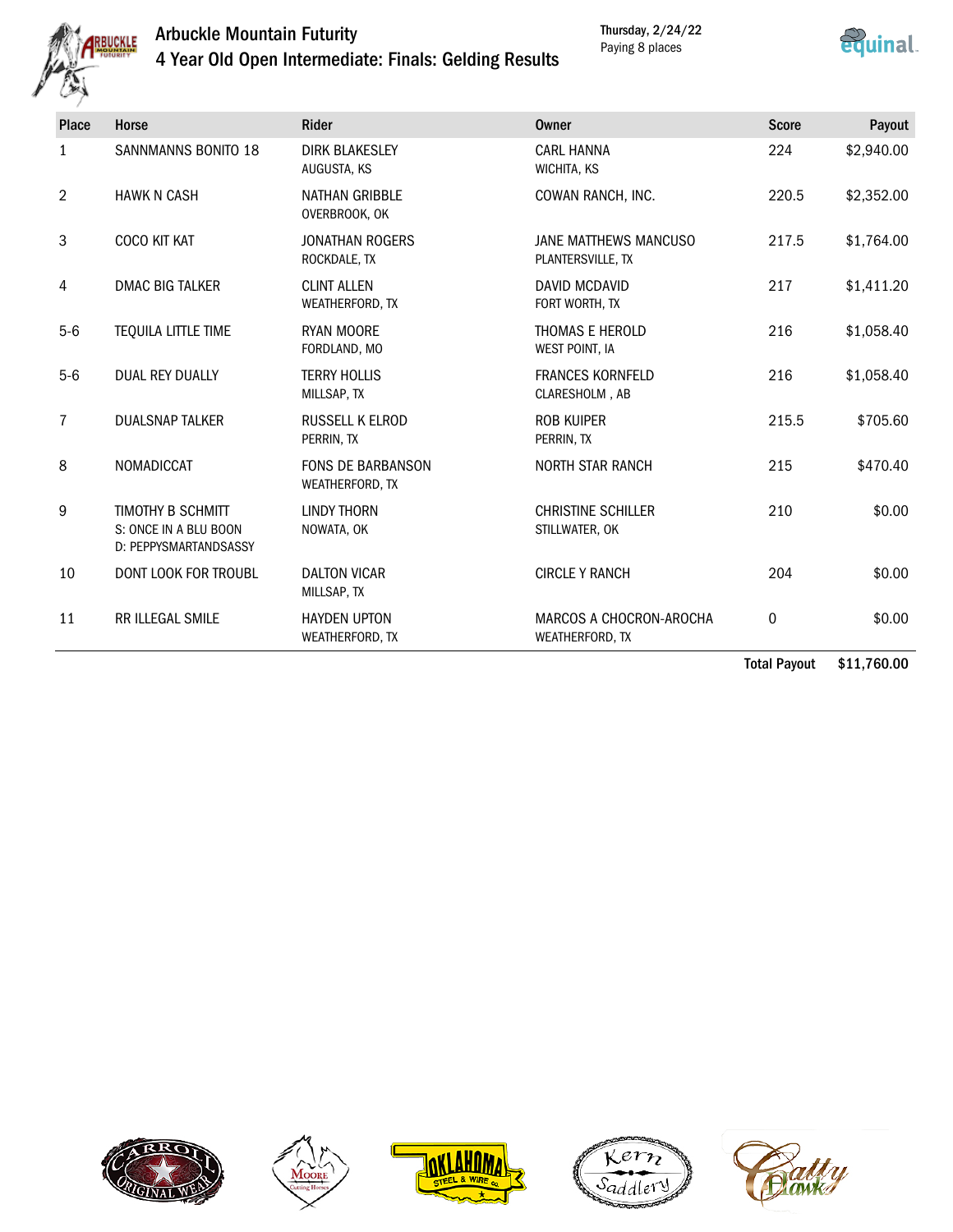# Arbuckle Mountain Futurity

## 4 Year Old Open Intermediate: Finals: Gelding Results

Thursday, 2/24/22
Paying 8 places

| Place | Horse | Rider | Owner | Score | Payout |
|---|---|---|---|---|---|
| 1 | SANNMANNS BONITO 18 | DIRK BLAKESLEY<br>AUGUSTA, KS | CARL HANNA<br>WICHITA, KS | 224 | $2,940.00 |
| 2 | HAWK N CASH | NATHAN GRIBBLE<br>OVERBROOK, OK | COWAN RANCH, INC. | 220.5 | $2,352.00 |
| 3 | COCO KIT KAT | JONATHAN ROGERS<br>ROCKDALE, TX | JANE MATTHEWS MANCUSO<br>PLANTERSVILLE, TX | 217.5 | $1,764.00 |
| 4 | DMAC BIG TALKER | CLINT ALLEN<br>WEATHERFORD, TX | DAVID MCDAVID<br>FORT WORTH, TX | 217 | $1,411.20 |
| 5-6 | TEQUILA LITTLE TIME | RYAN MOORE<br>FORDLAND, MO | THOMAS E HEROLD<br>WEST POINT, IA | 216 | $1,058.40 |
| 5-6 | DUAL REY DUALLY | TERRY HOLLIS<br>MILLSAP, TX | FRANCES KORNFELD<br>CLARESHOLM , AB | 216 | $1,058.40 |
| 7 | DUALSNAP TALKER | RUSSELL K ELROD<br>PERRIN, TX | ROB KUIPER<br>PERRIN, TX | 215.5 | $705.60 |
| 8 | NOMADICCAT | FONS DE BARBANSON<br>WEATHERFORD, TX | NORTH STAR RANCH | 215 | $470.40 |
| 9 | TIMOTHY B SCHMITT<br>S: ONCE IN A BLU BOON<br>D: PEPPYSMARTANDSASSY | LINDY THORN<br>NOWATA, OK | CHRISTINE SCHILLER<br>STILLWATER, OK | 210 | $0.00 |
| 10 | DONT LOOK FOR TROUBL | DALTON VICAR<br>MILLSAP, TX | CIRCLE Y RANCH | 204 | $0.00 |
| 11 | RR ILLEGAL SMILE | HAYDEN UPTON<br>WEATHERFORD, TX | MARCOS A CHOCRON-AROCHA<br>WEATHERFORD, TX | 0 | $0.00 |
| | | | | **Total Payout** | **$11,760.00** |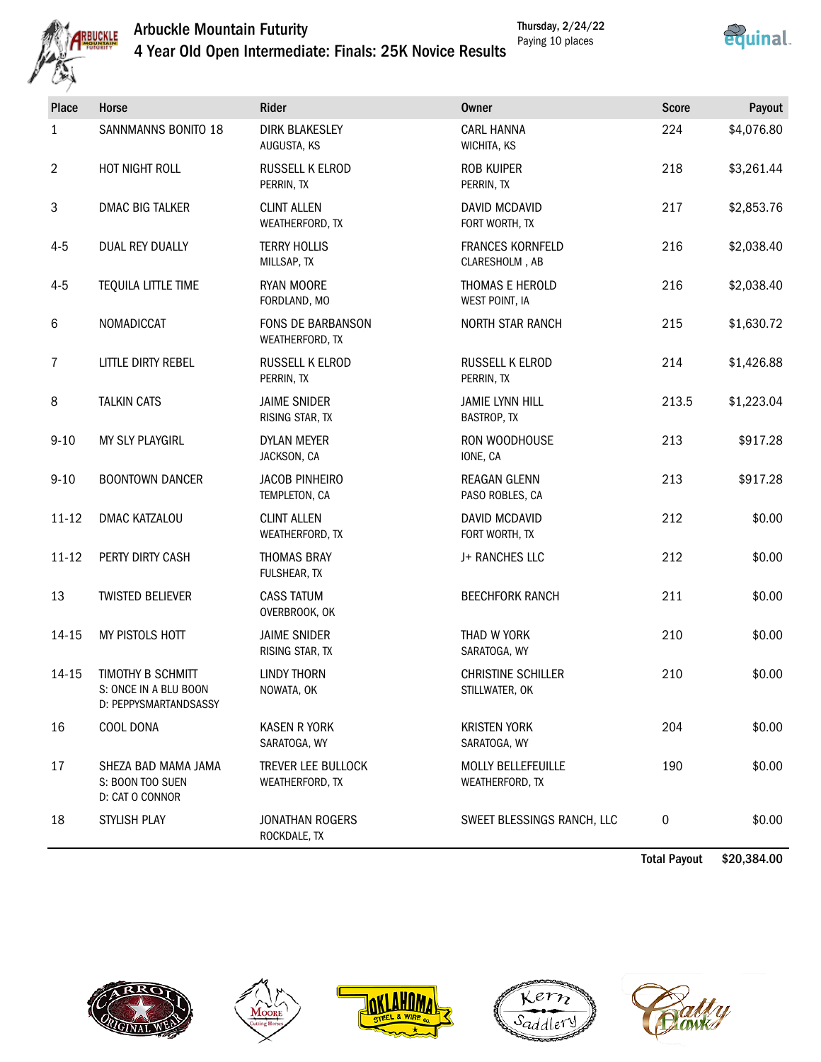# Arbuckle Mountain Futurity

## 4 Year Old Open Intermediate: Finals: 25K Novice Results

Thursday, 2/24/22
Paying 10 places

| Place | Horse | Rider | Owner | Score | Payout |
|---|---|---|---|---|---|
| 1 | SANNMANNS BONITO 18 | DIRK BLAKESLEY<br>AUGUSTA, KS | CARL HANNA<br>WICHITA, KS | 224 | $4,076.80 |
| 2 | HOT NIGHT ROLL | RUSSELL K ELROD<br>PERRIN, TX | ROB KUIPER<br>PERRIN, TX | 218 | $3,261.44 |
| 3 | DMAC BIG TALKER | CLINT ALLEN<br>WEATHERFORD, TX | DAVID MCDAVID<br>FORT WORTH, TX | 217 | $2,853.76 |
| 4-5 | DUAL REY DUALLY | TERRY HOLLIS<br>MILLSAP, TX | FRANCES KORNFELD<br>CLARESHOLM , AB | 216 | $2,038.40 |
| 4-5 | TEQUILA LITTLE TIME | RYAN MOORE<br>FORDLAND, MO | THOMAS E HEROLD<br>WEST POINT, IA | 216 | $2,038.40 |
| 6 | NOMADICCAT | FONS DE BARBANSON<br>WEATHERFORD, TX | NORTH STAR RANCH | 215 | $1,630.72 |
| 7 | LITTLE DIRTY REBEL | RUSSELL K ELROD<br>PERRIN, TX | RUSSELL K ELROD<br>PERRIN, TX | 214 | $1,426.88 |
| 8 | TALKIN CATS | JAIME SNIDER<br>RISING STAR, TX | JAMIE LYNN HILL<br>BASTROP, TX | 213.5 | $1,223.04 |
| 9-10 | MY SLY PLAYGIRL | DYLAN MEYER<br>JACKSON, CA | RON WOODHOUSE<br>IONE, CA | 213 | $917.28 |
| 9-10 | BOONTOWN DANCER | JACOB PINHEIRO<br>TEMPLETON, CA | REAGAN GLENN<br>PASO ROBLES, CA | 213 | $917.28 |
| 11-12 | DMAC KATZALOU | CLINT ALLEN<br>WEATHERFORD, TX | DAVID MCDAVID<br>FORT WORTH, TX | 212 | $0.00 |
| 11-12 | PERTY DIRTY CASH | THOMAS BRAY<br>FULSHEAR, TX | J+ RANCHES LLC | 212 | $0.00 |
| 13 | TWISTED BELIEVER | CASS TATUM<br>OVERBROOK, OK | BEECHFORK RANCH | 211 | $0.00 |
| 14-15 | MY PISTOLS HOTT | JAIME SNIDER<br>RISING STAR, TX | THAD W YORK<br>SARATOGA, WY | 210 | $0.00 |
| 14-15 | TIMOTHY B SCHMITT<br>S: ONCE IN A BLU BOON<br>D: PEPPYSMARTANDSASSY | LINDY THORN<br>NOWATA, OK | CHRISTINE SCHILLER<br>STILLWATER, OK | 210 | $0.00 |
| 16 | COOL DONA | KASEN R YORK<br>SARATOGA, WY | KRISTEN YORK<br>SARATOGA, WY | 204 | $0.00 |
| 17 | SHEZA BAD MAMA JAMA<br>S: BOON TOO SUEN<br>D: CAT O CONNOR | TREVER LEE BULLOCK<br>WEATHERFORD, TX | MOLLY BELLEFEUILLE<br>WEATHERFORD, TX | 190 | $0.00 |
| 18 | STYLISH PLAY | JONATHAN ROGERS<br>ROCKDALE, TX | SWEET BLESSINGS RANCH, LLC | 0 | $0.00 |
| | | | | **Total Payout** | **$20,384.00** |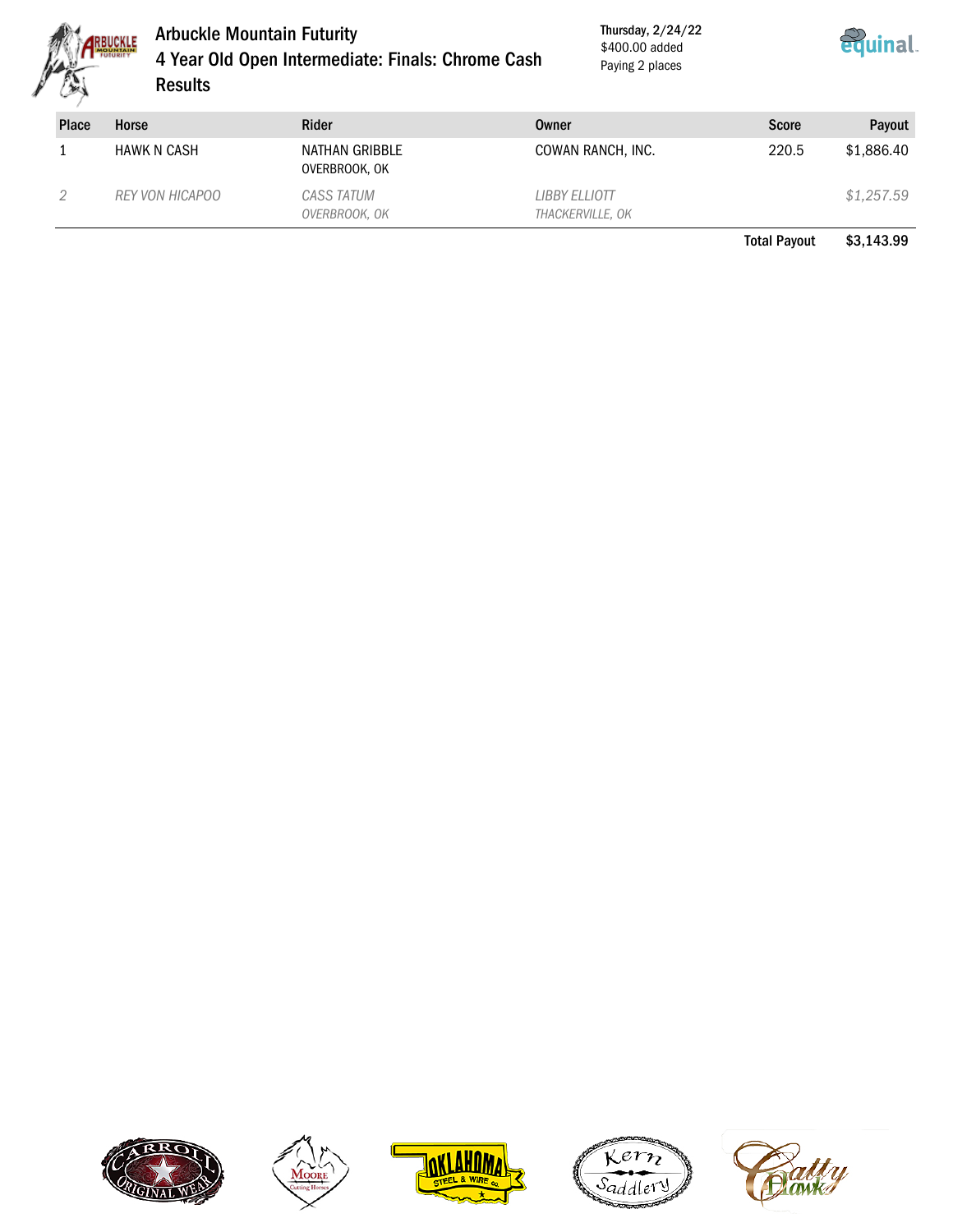# Arbuckle Mountain Futurity

## 4 Year Old Open Intermediate: Finals: Chrome Cash

## Results

Thursday, 2/24/22
$400.00 added
Paying 2 places

| Place | Horse | Rider | Owner | Score | Payout |
|---|---|---|---|---|---|
| 1 | HAWK N CASH | NATHAN GRIBBLE<br>OVERBROOK, OK | COWAN RANCH, INC. | 220.5 | $1,886.40 |
| *2* | *REY VON HICAPOO* | *CASS TATUM*<br>*OVERBROOK, OK* | *LIBBY ELLIOTT*<br>*THACKERVILLE, OK* | | *$1,257.59* |
| | | | | **Total Payout** | **$3,143.99** |